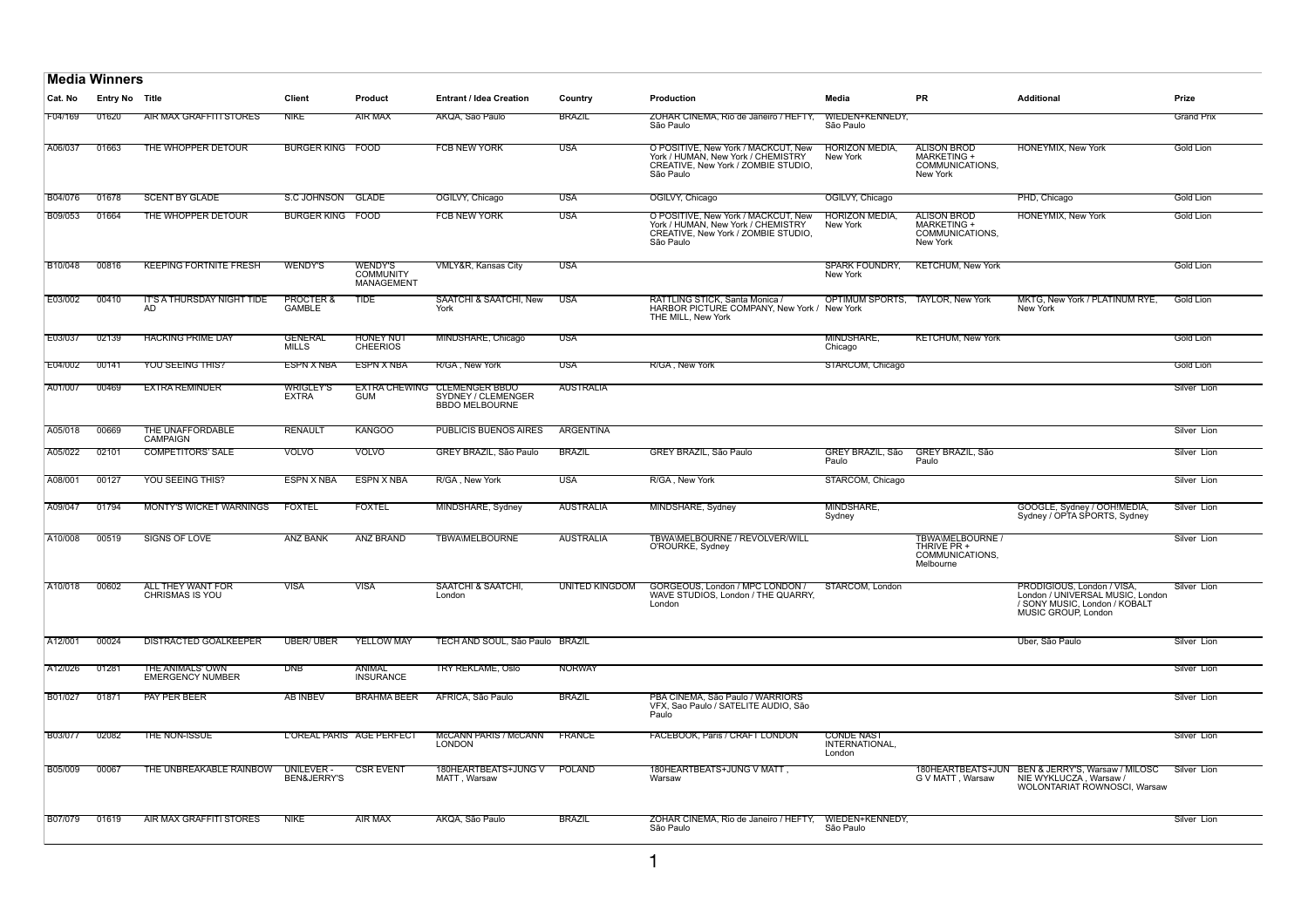## Media Winners

| Cat. No | Entry No | Title | Client | Product | Entrant / Idea Creation | Country | Production | Media | PR | Additional | Prize |
|---|---|---|---|---|---|---|---|---|---|---|---|
| F04/169 | 01620 | AIR MAX GRAFFITI STORES | NIKE | AIR MAX | AKQA, Sao Paulo | BRAZIL | ZOHAR CINEMA, Rio de Janeiro / HEFTY, São Paulo | WIEDEN+KENNEDY, São Paulo | | | Grand Prix |
| A06/037 | 01663 | THE WHOPPER DETOUR | BURGER KING | FOOD | FCB NEW YORK | USA | O POSITIVE, New York / MACKCUT, New York / HUMAN, New York / CHEMISTRY CREATIVE, New York / ZOMBIE STUDIO, São Paulo | HORIZON MEDIA, New York | ALISON BROD MARKETING + COMMUNICATIONS, New York | HONEYMIX, New York | Gold Lion |
| B04/076 | 01678 | SCENT BY GLADE | S.C JOHNSON | GLADE | OGILVY, Chicago | USA | OGILVY, Chicago | OGILVY, Chicago | | PHD, Chicago | Gold Lion |
| B09/053 | 01664 | THE WHOPPER DETOUR | BURGER KING | FOOD | FCB NEW YORK | USA | O POSITIVE, New York / MACKCUT, New York / HUMAN, New York / CHEMISTRY CREATIVE, New York / ZOMBIE STUDIO, São Paulo | HORIZON MEDIA, New York | ALISON BROD MARKETING + COMMUNICATIONS, New York | HONEYMIX, New York | Gold Lion |
| B10/048 | 00816 | KEEPING FORTNITE FRESH | WENDY'S | WENDY'S COMMUNITY MANAGEMENT | VMLY&R, Kansas City | USA | | SPARK FOUNDRY, New York | KETCHUM, New York | | Gold Lion |
| E03/002 | 00410 | IT'S A THURSDAY NIGHT TIDE AD | PROCTER & GAMBLE | TIDE | SAATCHI & SAATCHI, New York | USA | RATTLING STICK, Santa Monica / HARBOR PICTURE COMPANY, New York / THE MILL, New York | OPTIMUM SPORTS, New York | TAYLOR, New York | MKTG, New York / PLATINUM RYE, New York | Gold Lion |
| E03/037 | 02139 | HACKING PRIME DAY | GENERAL MILLS | HONEY NUT CHEERIOS | MINDSHARE, Chicago | USA | | MINDSHARE, Chicago | KETCHUM, New York | | Gold Lion |
| E04/002 | 00141 | YOU SEEING THIS? | ESPN X NBA | ESPN X NBA | R/GA , New York | USA | R/GA , New York | STARCOM, Chicago | | | Gold Lion |
| A01/007 | 00469 | EXTRA REMINDER | WRIGLEY'S EXTRA | EXTRA CHEWING GUM | CLEMENGER BBDO SYDNEY / CLEMENGER BBDO MELBOURNE | AUSTRALIA | | | | | Silver Lion |
| A05/018 | 00669 | THE UNAFFORDABLE CAMPAIGN | RENAULT | KANGOO | PUBLICIS BUENOS AIRES | ARGENTINA | | | | | Silver Lion |
| A05/022 | 02101 | COMPETITORS' SALE | VOLVO | VOLVO | GREY BRAZIL, São Paulo | BRAZIL | GREY BRAZIL, São Paulo | GREY BRAZIL, São Paulo | GREY BRAZIL, São Paulo | | Silver Lion |
| A08/001 | 00127 | YOU SEEING THIS? | ESPN X NBA | ESPN X NBA | R/GA , New York | USA | R/GA , New York | STARCOM, Chicago | | | Silver Lion |
| A09/047 | 01794 | MONTY'S WICKET WARNINGS | FOXTEL | FOXTEL | MINDSHARE, Sydney | AUSTRALIA | MINDSHARE, Sydney | MINDSHARE, Sydney | | GOOGLE, Sydney / OOH!MEDIA, Sydney / OPTA SPORTS, Sydney | Silver Lion |
| A10/008 | 00519 | SIGNS OF LOVE | ANZ BANK | ANZ BRAND | TBWA\MELBOURNE | AUSTRALIA | TBWA\MELBOURNE / REVOLVER/WILL O'ROURKE, Sydney | | TBWA\MELBOURNE / THRIVE PR + COMMUNICATIONS, Melbourne | | Silver Lion |
| A10/018 | 00602 | ALL THEY WANT FOR CHRISMAS IS YOU | VISA | VISA | SAATCHI & SAATCHI, London | UNITED KINGDOM | GORGEOUS, London / MPC LONDON / WAVE STUDIOS, London / THE QUARRY, London | STARCOM, London | | PRODIGIOUS, London / VISA, London / UNIVERSAL MUSIC, London / SONY MUSIC, London / KOBALT MUSIC GROUP, London | Silver Lion |
| A12/001 | 00024 | DISTRACTED GOALKEEPER | UBER/ UBER | YELLOW MAY | TECH AND SOUL, São Paulo | BRAZIL | | | | Uber, São Paulo | Silver Lion |
| A12/026 | 01281 | THE ANIMALS' OWN EMERGENCY NUMBER | DNB | ANIMAL INSURANCE | TRY REKLAME, Oslo | NORWAY | | | | | Silver Lion |
| B01/027 | 01871 | PAY PER BEER | AB INBEV | BRAHMA BEER | AFRICA, São Paulo | BRAZIL | PBA CINEMA, São Paulo / WARRIORS VFX, Sao Paulo / SATELITE AUDIO, São Paulo | | | | Silver Lion |
| B03/077 | 02082 | THE NON-ISSUE | L'OREAL PARIS | AGE PERFECT | McCANN PARIS / McCANN LONDON | FRANCE | FACEBOOK, Paris / CRAFT LONDON | CONDE NAST INTERNATIONAL, London | | | Silver Lion |
| B05/009 | 00067 | THE UNBREAKABLE RAINBOW | UNILEVER - BEN&JERRY'S | CSR EVENT | 180HEARTBEATS+JUNG V MATT , Warsaw | POLAND | 180HEARTBEATS+JUNG V MATT , Warsaw | | 180HEARTBEATS+JUNG V MATT , Warsaw | BEN & JERRY'S, Warsaw / MILOSC NIE WYKLUCZA , Warsaw / WOLONTARIAT ROWNOSCI, Warsaw | Silver Lion |
| B07/079 | 01619 | AIR MAX GRAFFITI STORES | NIKE | AIR MAX | AKQA, São Paulo | BRAZIL | ZOHAR CINEMA, Rio de Janeiro / HEFTY, São Paulo | WIEDEN+KENNEDY, São Paulo | | | Silver Lion |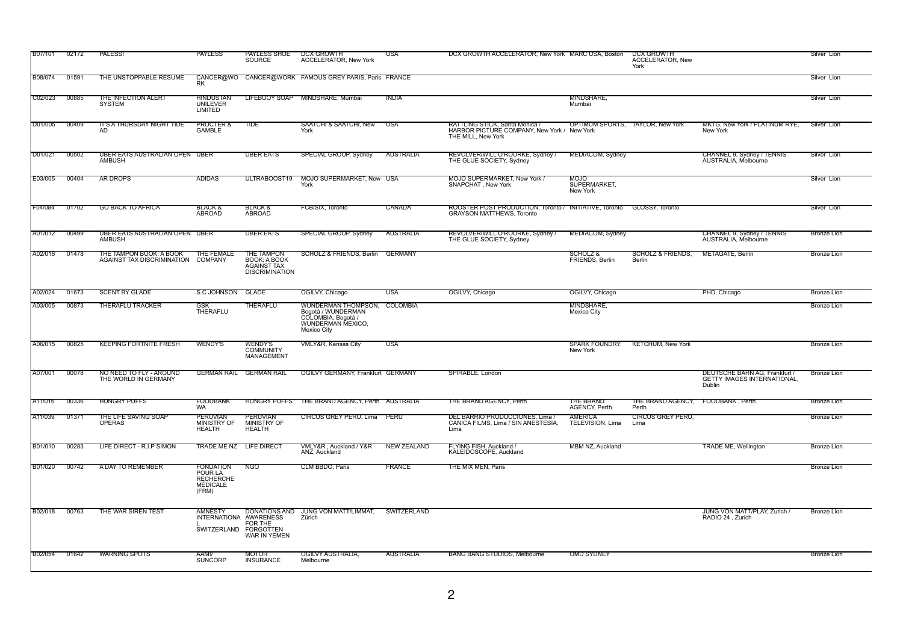| | | | | | | | | | | | |
|---|---|---|---|---|---|---|---|---|---|---|---|
| B07/101 | 02172 | PALESSI | PAYLESS | PAYLESS SHOE SOURCE | DCX GROWTH ACCELERATOR, New York | USA | DCX GROWTH ACCELERATOR, New York | MARC USA, Boston | DCX GROWTH ACCELERATOR, New York | | Silver Lion |
| B08/074 | 01591 | THE UNSTOPPABLE RESUME | CANCER@WORK | CANCER@WORK | FAMOUS GREY PARIS, Paris | FRANCE | | | | | Silver Lion |
| C02/023 | 00885 | THE INFECTION ALERT SYSTEM | HINDUSTAN UNILEVER LIMITED | LIFEBUOY SOAP | MINDSHARE, Mumbai | INDIA | | MINDSHARE, Mumbai | | | Silver Lion |
| D01/005 | 00409 | IT'S A THURSDAY NIGHT TIDE AD | PROCTER & GAMBLE | TIDE | SAATCHI & SAATCHI, New York | USA | RATTLING STICK, Santa Monica / HARBOR PICTURE COMPANY, New York / THE MILL, New York | OPTIMUM SPORTS, New York | TAYLOR, New York | MKTG, New York / PLATINUM RYE, New York | Silver Lion |
| D01/021 | 00502 | UBER EATS AUSTRALIAN OPEN AMBUSH | UBER | UBER EATS | SPECIAL GROUP, Sydney | AUSTRALIA | REVOLVER/WILL O'ROURKE, Sydney / THE GLUE SOCIETY, Sydney | MEDIACOM, Sydney | | CHANNEL 9, Sydney / TENNIS AUSTRALIA, Melbourne | Silver Lion |
| E03/005 | 00404 | AR DROPS | ADIDAS | ULTRABOOST19 | MOJO SUPERMARKET, New York | USA | MOJO SUPERMARKET, New York / SNAPCHAT , New York | MOJO SUPERMARKET, New York | | | Silver Lion |
| F04/084 | 01702 | GO BACK TO AFRICA | BLACK & ABROAD | BLACK & ABROAD | FCB/SIX, Toronto | CANADA | ROOSTER POST PRODUCTION, Toronto / GRAYSON MATTHEWS, Toronto | INITIATIVE, Toronto | GLOSSY, Toronto | | Silver Lion |
| A01/012 | 00499 | UBER EATS AUSTRALIAN OPEN AMBUSH | UBER | UBER EATS | SPECIAL GROUP, Sydney | AUSTRALIA | REVOLVER/WILL O'ROURKE, Sydney / THE GLUE SOCIETY, Sydney | MEDIACOM, Sydney | | CHANNEL 9, Sydney / TENNIS AUSTRALIA, Melbourne | Bronze Lion |
| A02/018 | 01478 | THE TAMPON BOOK: A BOOK AGAINST TAX DISCRIMINATION | THE FEMALE COMPANY | THE TAMPON BOOK: A BOOK AGAINST TAX DISCRIMINATION | SCHOLZ & FRIENDS, Berlin | GERMANY | | SCHOLZ & FRIENDS, Berlin | SCHOLZ & FRIENDS, Berlin | METAGATE, Berlin | Bronze Lion |
| A02/024 | 01673 | SCENT BY GLADE | S.C JOHNSON | GLADE | OGILVY, Chicago | USA | OGILVY, Chicago | OGILVY, Chicago | | PHD, Chicago | Bronze Lion |
| A03/005 | 00873 | THERAFLU TRACKER | GSK - THERAFLU | THERAFLU | WUNDERMAN THOMPSON, Bogotá / WUNDERMAN COLOMBIA, Bogotá / WUNDERMAN MEXICO, Mexico City | COLOMBIA | | MINDSHARE, Mexico City | | | Bronze Lion |
| A06/015 | 00825 | KEEPING FORTNITE FRESH | WENDY'S | WENDY'S COMMUNITY MANAGEMENT | VMLY&R, Kansas City | USA | | SPARK FOUNDRY, New York | KETCHUM, New York | | Bronze Lion |
| A07/001 | 00078 | NO NEED TO FLY - AROUND THE WORLD IN GERMANY | GERMAN RAIL | GERMAN RAIL | OGILVY GERMANY, Frankfurt | GERMANY | SPIRABLE, London | | | DEUTSCHE BAHN AG, Frankfurt / GETTY IMAGES INTERNATIONAL, Dublin | Bronze Lion |
| A11/016 | 00336 | HUNGRY PUFFS | FOODBANK WA | HUNGRY PUFFS | THE BRAND AGENCY, Perth | AUSTRALIA | THE BRAND AGENCY, Perth | THE BRAND AGENCY, Perth | THE BRAND AGENCY, Perth | FOODBANK , Perth | Bronze Lion |
| A11/039 | 01371 | THE LIFE SAVING SOAP OPERAS | PERUVIAN MINISTRY OF HEALTH | PERUVIAN MINISTRY OF HEALTH | CIRCUS GREY PERU, Lima | PERU | DEL BARRIO PRODUCCIONES, Lima / CANICA FILMS, Lima / SIN ANESTESIA, Lima | AMERICA TELEVISION, Lima | CIRCUS GREY PERU, Lima | | Bronze Lion |
| B01/010 | 00283 | LIFE DIRECT - R.I.P SIMON | TRADE ME NZ | LIFE DIRECT | VMLY&R , Auckland / Y&R ANZ, Auckland | NEW ZEALAND | FLYING FISH, Auckland / KALEIDOSCOPE, Auckland | MBM NZ, Auckland | | TRADE ME, Wellington | Bronze Lion |
| B01/020 | 00742 | A DAY TO REMEMBER | FONDATION POUR LA RECHERCHE MÉDICALE (FRM) | NGO | CLM BBDO, Paris | FRANCE | THE MIX MEN, Paris | | | | Bronze Lion |
| B02/018 | 00763 | THE WAR SIREN TEST | AMNESTY INTERNATIONAL SWITZERLAND | DONATIONS AND AWARENESS FOR THE FORGOTTEN WAR IN YEMEN | JUNG VON MATT/LIMMAT, Zürich | SWITZERLAND | | | | JUNG VON MATT/PLAY, Zurich / RADIO 24 , Zurich | Bronze Lion |
| B02/054 | 01642 | WARNING SPOTS | AAMI/ SUNCORP | MOTOR INSURANCE | OGILVY AUSTRALIA, Melbourne | AUSTRALIA | BANG BANG STUDIOS, Melbourne | OMD SYDNEY | | | Bronze Lion |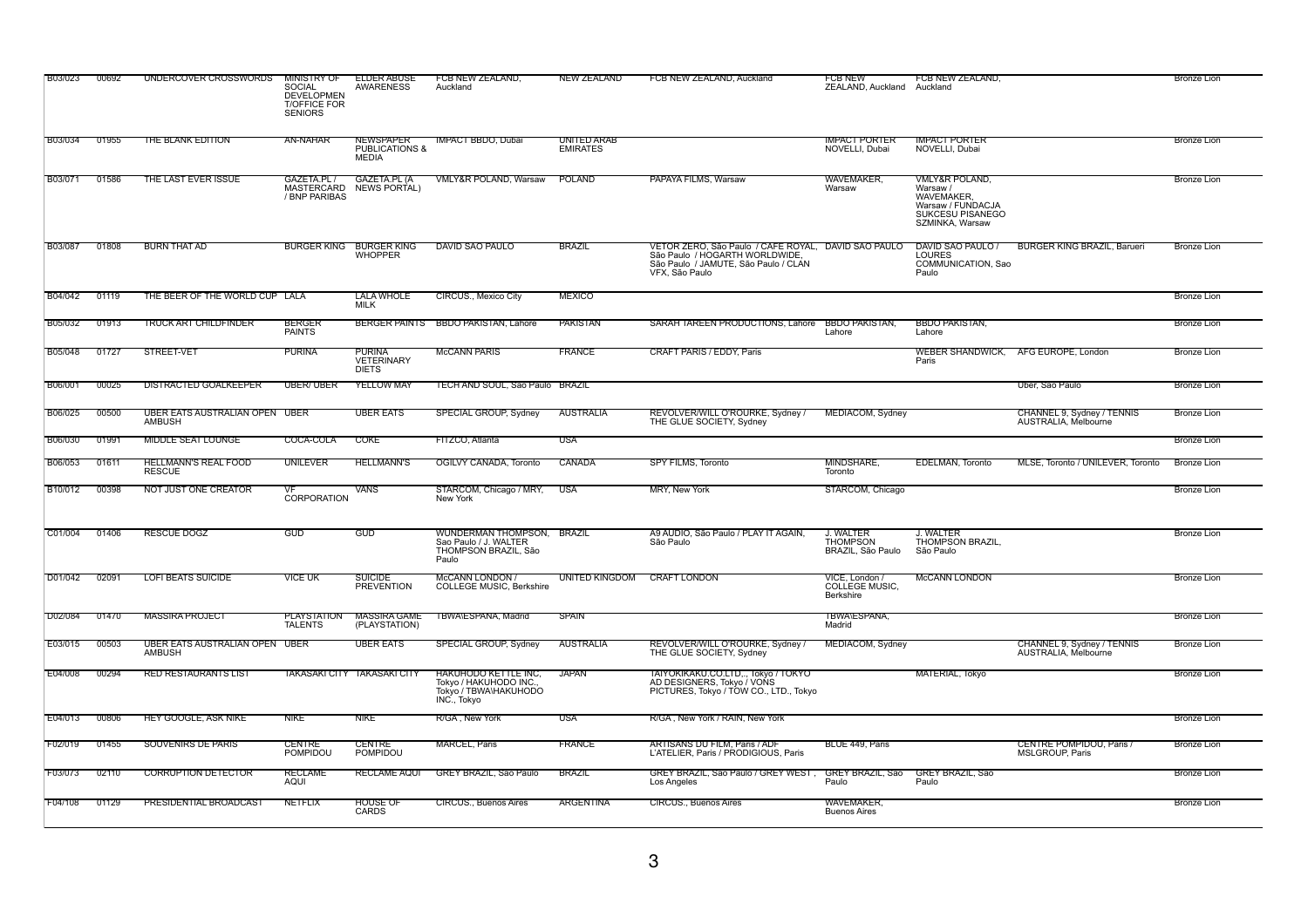| | | | | | | | | | | | |
|---|---|---|---|---|---|---|---|---|---|---|---|
| B03/023 | 00692 | UNDERCOVER CROSSWORDS | MINISTRY OF SOCIAL DEVELOPMENT/OFFICE FOR SENIORS | ELDER ABUSE AWARENESS | FCB NEW ZEALAND, Auckland | NEW ZEALAND | FCB NEW ZEALAND, Auckland | FCB NEW ZEALAND, Auckland | FCB NEW ZEALAND, Auckland | | Bronze Lion |
| B03/034 | 01955 | THE BLANK EDITION | AN-NAHAR | NEWSPAPER PUBLICATIONS & MEDIA | IMPACT BBDO, Dubai | UNITED ARAB EMIRATES | | IMPACT PORTER NOVELLI, Dubai | IMPACT PORTER NOVELLI, Dubai | | Bronze Lion |
| B03/071 | 01586 | THE LAST EVER ISSUE | GAZETA.PL / MASTERCARD / BNP PARIBAS | GAZETA.PL (A NEWS PORTAL) | VMLY&R POLAND, Warsaw | POLAND | PAPAYA FILMS, Warsaw | WAVEMAKER, Warsaw | VMLY&R POLAND, Warsaw / WAVEMAKER, Warsaw / FUNDACJA SUKCESU PISANEGO SZMINKA, Warsaw | | Bronze Lion |
| B03/087 | 01808 | BURN THAT AD | BURGER KING | BURGER KING WHOPPER | DAVID SAO PAULO | BRAZIL | VETOR ZERO, São Paulo / CAFE ROYAL, São Paulo / HOGARTH WORLDWIDE, São Paulo / JAMUTE, São Paulo / CLAN VFX, São Paulo | DAVID SAO PAULO | DAVID SAO PAULO / LOURES COMMUNICATION, Sao Paulo | BURGER KING BRAZIL, Barueri | Bronze Lion |
| B04/042 | 01119 | THE BEER OF THE WORLD CUP | LALA | LALA WHOLE MILK | CIRCUS., Mexico City | MEXICO | | | | | Bronze Lion |
| B05/032 | 01913 | TRUCK ART CHILDFINDER | BERGER PAINTS | BERGER PAINTS | BBDO PAKISTAN, Lahore | PAKISTAN | SARAH TAREEN PRODUCTIONS, Lahore | BBDO PAKISTAN, Lahore | BBDO PAKISTAN, Lahore | | Bronze Lion |
| B05/048 | 01727 | STREET-VET | PURINA | PURINA VETERINARY DIETS | McCANN PARIS | FRANCE | CRAFT PARIS / EDDY, Paris | | WEBER SHANDWICK, Paris | AFG EUROPE, London | Bronze Lion |
| B06/001 | 00025 | DISTRACTED GOALKEEPER | UBER/ UBER | YELLOW MAY | TECH AND SOUL, Sao Paulo | BRAZIL | | | | Uber, Sao Paulo | Bronze Lion |
| B06/025 | 00500 | UBER EATS AUSTRALIAN OPEN AMBUSH | UBER | UBER EATS | SPECIAL GROUP, Sydney | AUSTRALIA | REVOLVER/WILL O'ROURKE, Sydney / THE GLUE SOCIETY, Sydney | MEDIACOM, Sydney | | CHANNEL 9, Sydney / TENNIS AUSTRALIA, Melbourne | Bronze Lion |
| B06/030 | 01991 | MIDDLE SEAT LOUNGE | COCA-COLA | COKE | FITZCO, Atlanta | USA | | | | | Bronze Lion |
| B06/053 | 01611 | HELLMANN'S REAL FOOD RESCUE | UNILEVER | HELLMANN'S | OGILVY CANADA, Toronto | CANADA | SPY FILMS, Toronto | MINDSHARE, Toronto | EDELMAN, Toronto | MLSE, Toronto / UNILEVER, Toronto | Bronze Lion |
| B10/012 | 00398 | NOT JUST ONE CREATOR | VF CORPORATION | VANS | STARCOM, Chicago / MRY, New York | USA | MRY, New York | STARCOM, Chicago | | | Bronze Lion |
| C01/004 | 01406 | RESCUE DOGZ | GUD | GUD | WUNDERMAN THOMPSON, Sao Paulo / J. WALTER THOMPSON BRAZIL, São Paulo | BRAZIL | A9 AUDIO, São Paulo / PLAY IT AGAIN, São Paulo | J. WALTER THOMPSON BRAZIL, São Paulo | J. WALTER THOMPSON BRAZIL, São Paulo | | Bronze Lion |
| D01/042 | 02091 | LOFI BEATS SUICIDE | VICE UK | SUICIDE PREVENTION | McCANN LONDON / COLLEGE MUSIC, Berkshire | UNITED KINGDOM | CRAFT LONDON | VICE, London / COLLEGE MUSIC, Berkshire | McCANN LONDON | | Bronze Lion |
| D02/084 | 01470 | MASSIRA PROJECT | PLAYSTATION TALENTS | MASSIRA GAME (PLAYSTATION) | TBWA\ESPANA, Madrid | SPAIN | | TBWA\ESPANA, Madrid | | | Bronze Lion |
| E03/015 | 00503 | UBER EATS AUSTRALIAN OPEN AMBUSH | UBER | UBER EATS | SPECIAL GROUP, Sydney | AUSTRALIA | REVOLVER/WILL O'ROURKE, Sydney / THE GLUE SOCIETY, Sydney | MEDIACOM, Sydney | | CHANNEL 9, Sydney / TENNIS AUSTRALIA, Melbourne | Bronze Lion |
| E04/008 | 00294 | RED RESTAURANTS LIST | TAKASAKI CITY | TAKASAKI CITY | HAKUHODO KETTLE INC, Tokyo / HAKUHODO INC., Tokyo / TBWA\HAKUHODO INC., Tokyo | JAPAN | TAIYOKIKAKU.CO.LTD,., Tokyo / TOKYO AD DESIGNERS, Tokyo / VONS PICTURES, Tokyo / TOW CO., LTD., Tokyo | | MATERIAL, Tokyo | | Bronze Lion |
| E04/013 | 00806 | HEY GOOGLE, ASK NIKE | NIKE | NIKE | R/GA , New York | USA | R/GA , New York / RAIN, New York | | | | Bronze Lion |
| F02/019 | 01455 | SOUVENIRS DE PARIS | CENTRE POMPIDOU | CENTRE POMPIDOU | MARCEL, Paris | FRANCE | ARTISANS DU FILM, Paris / ADF L'ATELIER, Paris / PRODIGIOUS, Paris | BLUE 449, Paris | | CENTRE POMPIDOU, Paris / MSLGROUP, Paris | Bronze Lion |
| F03/073 | 02110 | CORRUPTION DETECTOR | RECLAME AQUI | RECLAME AQUI | GREY BRAZIL, Sao Paulo | BRAZIL | GREY BRAZIL, Sao Paulo / GREY WEST , Los Angeles | GREY BRAZIL, Sao Paulo | GREY BRAZIL, Sao Paulo | | Bronze Lion |
| F04/108 | 01129 | PRESIDENTIAL BROADCAST | NETFLIX | HOUSE OF CARDS | CIRCUS., Buenos Aires | ARGENTINA | CIRCUS., Buenos Aires | WAVEMAKER, Buenos Aires | | | Bronze Lion |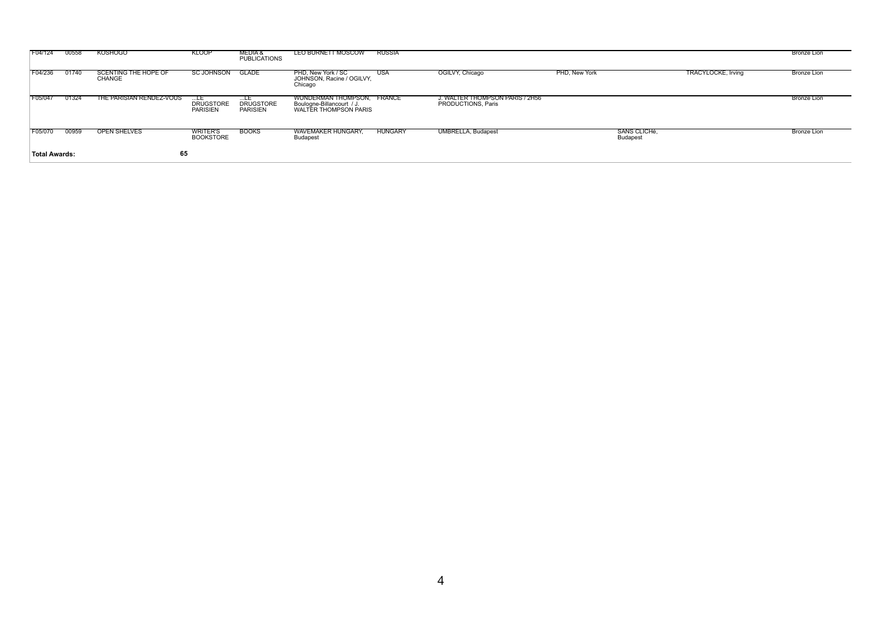| | | | | | | | | | | | |
|---|---|---|---|---|---|---|---|---|---|---|---|
| F04/124 | 00558 | KOSHOGO | KLOOP | MEDIA & PUBLICATIONS | LEO BURNETT MOSCOW | RUSSIA | | | | | Bronze Lion |
| F04/236 | 01740 | SCENTING THE HOPE OF CHANGE | SC JOHNSON | GLADE | PHD, New York / SC JOHNSON, Racine / OGILVY, Chicago | USA | OGILVY, Chicago | PHD, New York | | TRACYLOCKE, Irving | Bronze Lion |
| F05/047 | 01324 | THE PARISIAN RENDEZ-VOUS | ...LE DRUGSTORE PARISIEN | ...LE DRUGSTORE PARISIEN | WUNDERMAN THOMPSON, Boulogne-Billancourt / J. WALTER THOMPSON PARIS | FRANCE | J. WALTER THOMPSON PARIS / 2H56 PRODUCTIONS, Paris | | | | Bronze Lion |
| F05/070 | 00959 | OPEN SHELVES | WRITER'S BOOKSTORE | BOOKS | WAVEMAKER HUNGARY, Budapest | HUNGARY | UMBRELLA, Budapest | | SANS CLICHé, Budapest | | Bronze Lion |
| **Total Awards:** | | 65 | | | | | | | | | |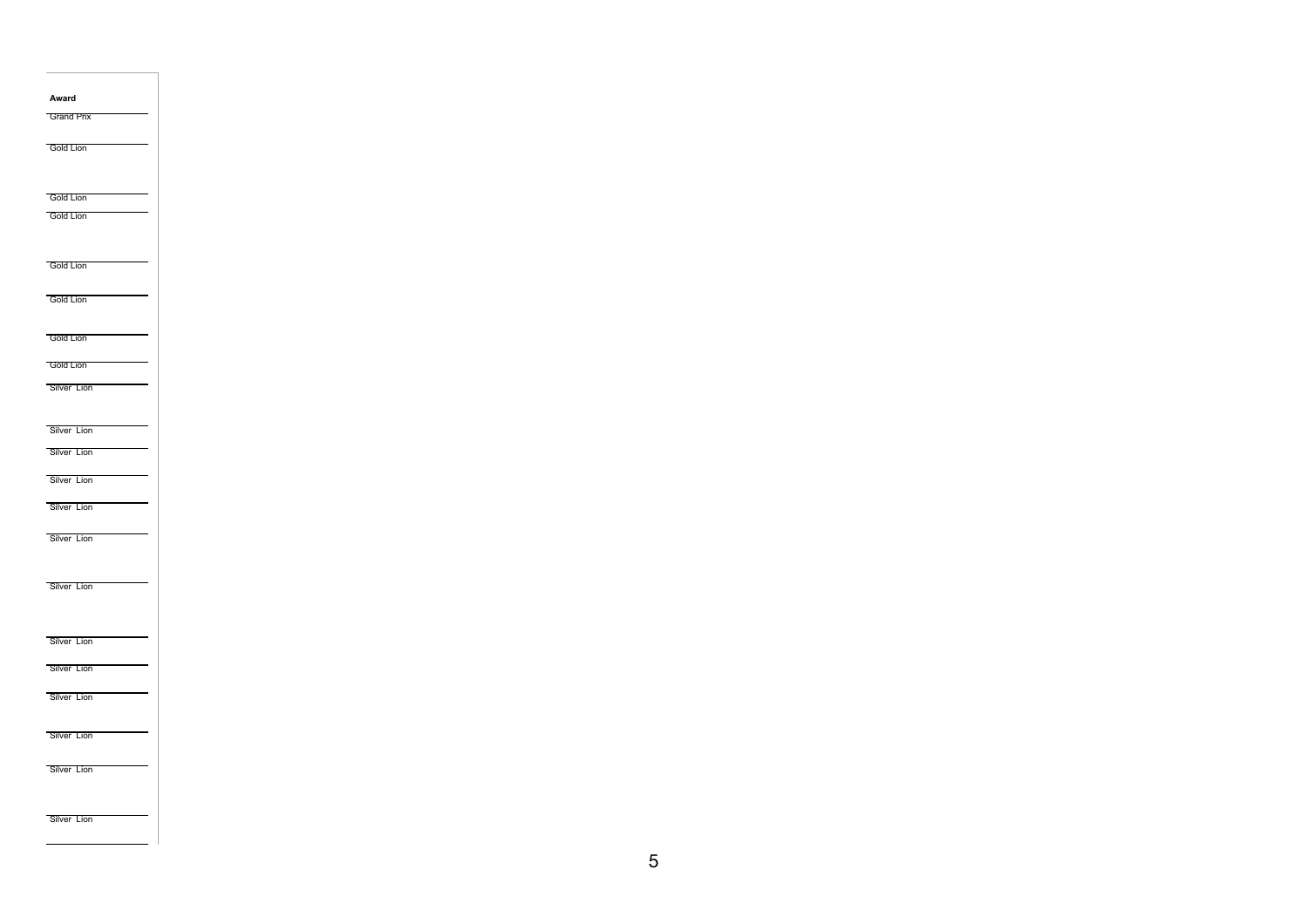| Award |
| --- |
| Grand Prix |
| Gold Lion |
| Gold Lion |
| Gold Lion |
| Gold Lion |
| Gold Lion |
| Gold Lion |
| Gold Lion |
| Silver Lion |
| Silver Lion |
| Silver Lion |
| Silver Lion |
| Silver Lion |
| Silver Lion |
| Silver Lion |
| Silver Lion |
| Silver Lion |
| Silver Lion |
| Silver Lion |
| Silver Lion |
| Silver Lion |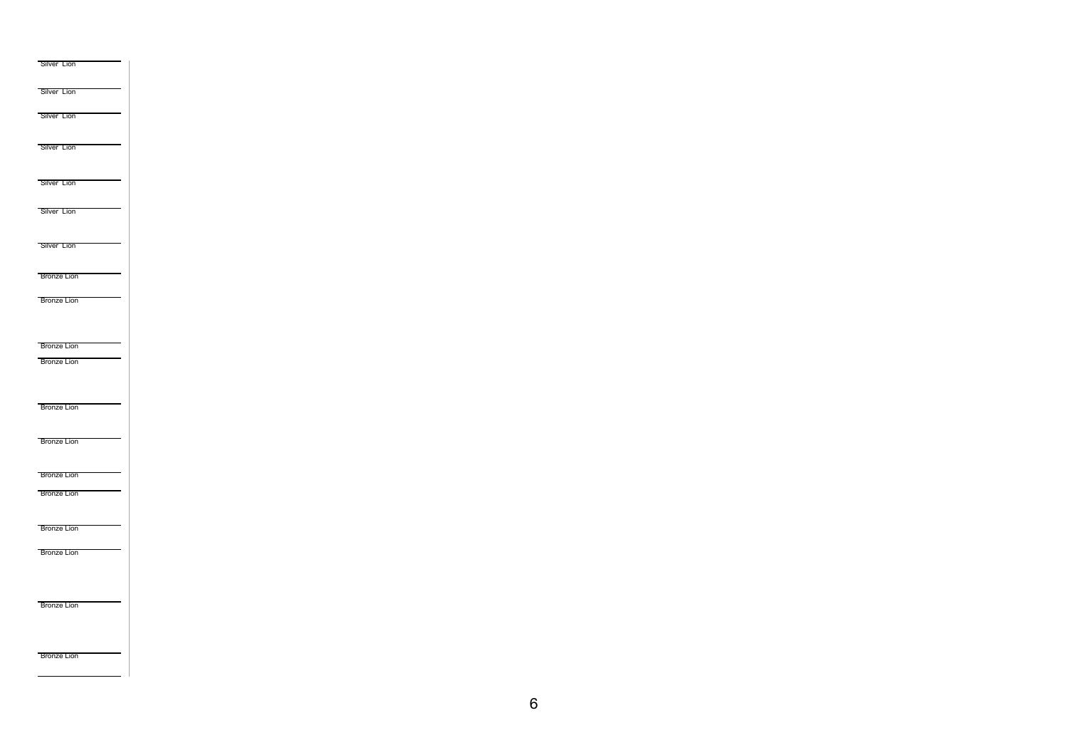Silver Lion

Silver Lion

Silver Lion

Silver Lion

Silver Lion

Silver Lion

Silver Lion

Bronze Lion

Bronze Lion

Bronze Lion

Bronze Lion

Bronze Lion

Bronze Lion

Bronze Lion

Bronze Lion

Bronze Lion

Bronze Lion

Bronze Lion

Bronze Lion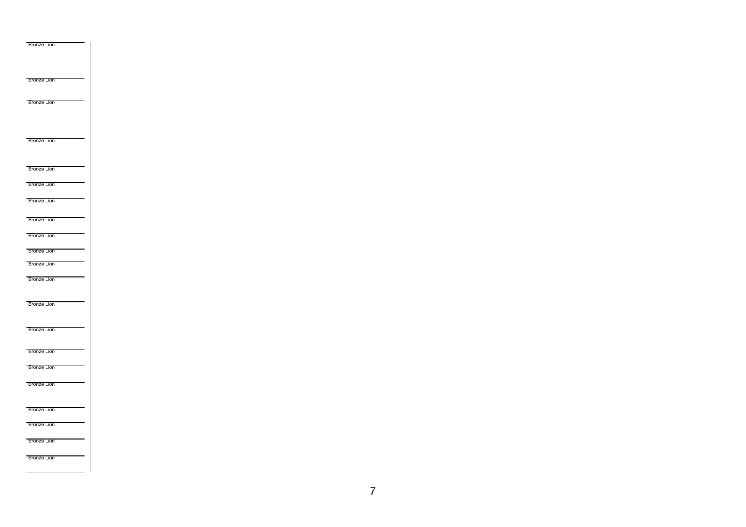Bronze Lion

Bronze Lion

Bronze Lion

Bronze Lion

Bronze Lion

Bronze Lion

Bronze Lion

Bronze Lion

Bronze Lion

Bronze Lion

Bronze Lion

Bronze Lion

Bronze Lion

Bronze Lion

Bronze Lion

Bronze Lion

Bronze Lion

Bronze Lion

Bronze Lion

Bronze Lion

Bronze Lion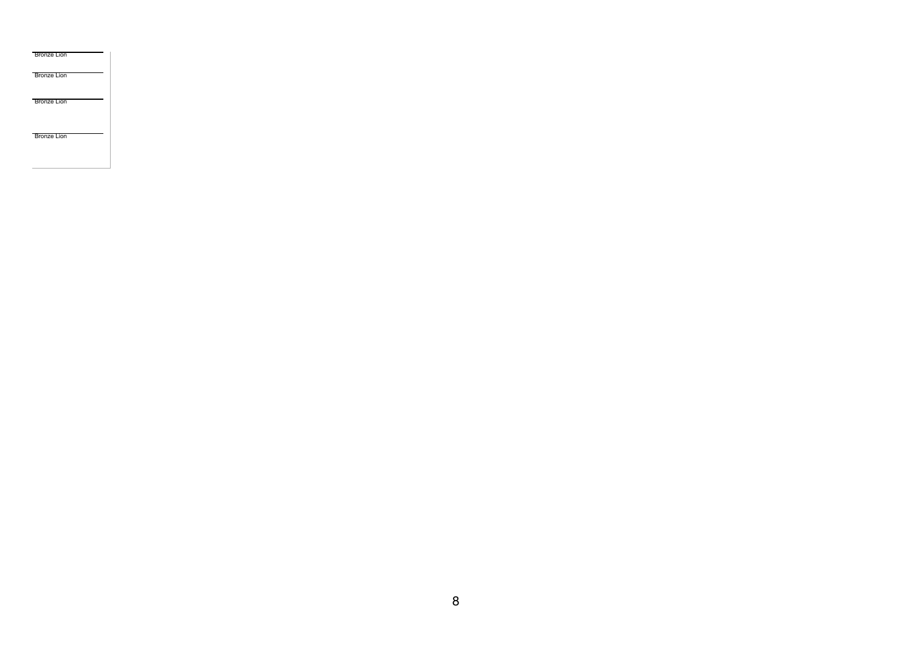Bronze Lion

Bronze Lion

Bronze Lion

Bronze Lion